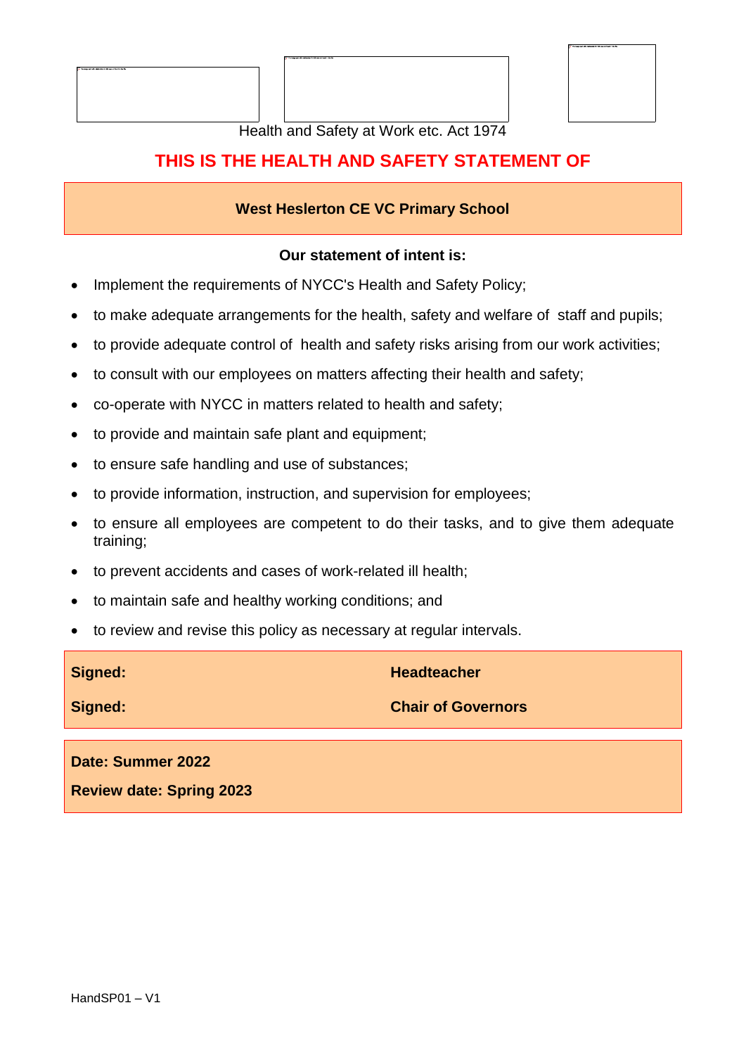Health and Safety at Work etc. Act 1974

# THIS IS THE HEALTH AND SAFETY STATEMENT OF

**West Heslerton CE VC Primary School**

**Our statement of intent is:**

- Implement the requirements of NYCC's Health and Safety Policy;
- to make adequate arrangements for the health, safety and welfare of staff and pupils;
- to provide adequate control of health and safety risks arising from our work activities;
- to consult with our employees on matters affecting their health and safety;
- co-operate with NYCC in matters related to health and safety;
- to provide and maintain safe plant and equipment;
- to ensure safe handling and use of substances;
- to provide information, instruction, and supervision for employees;
- to ensure all employees are competent to do their tasks, and to give them adequate training;
- to prevent accidents and cases of work-related ill health;
- to maintain safe and healthy working conditions; and
- to review and revise this policy as necessary at regular intervals.

| **Signed:** | **Headteacher** |
|---|---|
| **Signed:** | **Chair of Governors** |

**Date: Summer 2022**

**Review date: Spring 2023**

HandSP01 – V1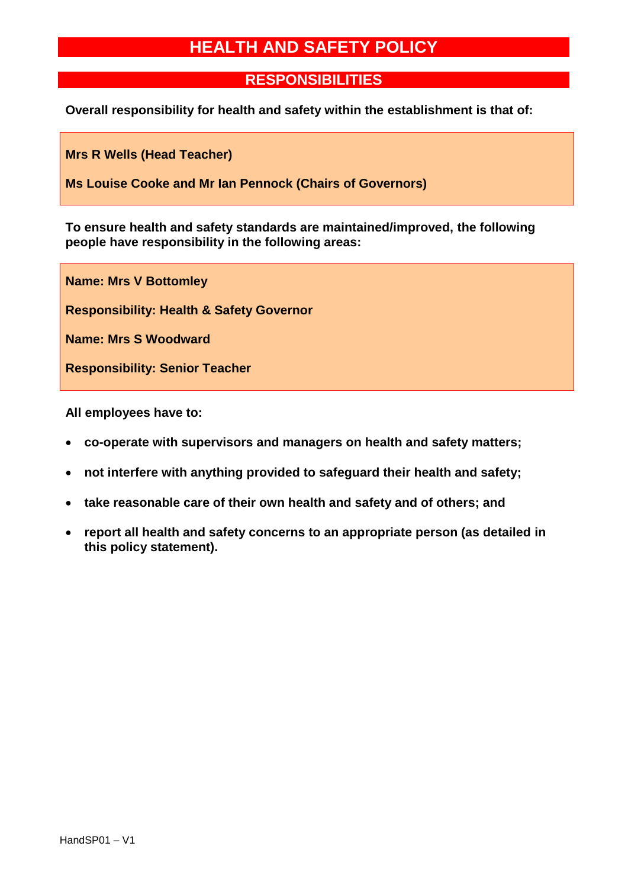# HEALTH AND SAFETY POLICY

## RESPONSIBILITIES

**Overall responsibility for health and safety within the establishment is that of:**

**Mrs R Wells (Head Teacher)**

**Ms Louise Cooke and Mr Ian Pennock (Chairs of Governors)**

**To ensure health and safety standards are maintained/improved, the following people have responsibility in the following areas:**

**Name: Mrs V Bottomley**

**Responsibility: Health & Safety Governor**

**Name: Mrs S Woodward**

**Responsibility: Senior Teacher**

**All employees have to:**

- **co-operate with supervisors and managers on health and safety matters;**
- **not interfere with anything provided to safeguard their health and safety;**
- **take reasonable care of their own health and safety and of others; and**
- **report all health and safety concerns to an appropriate person (as detailed in this policy statement).**

HandSP01 – V1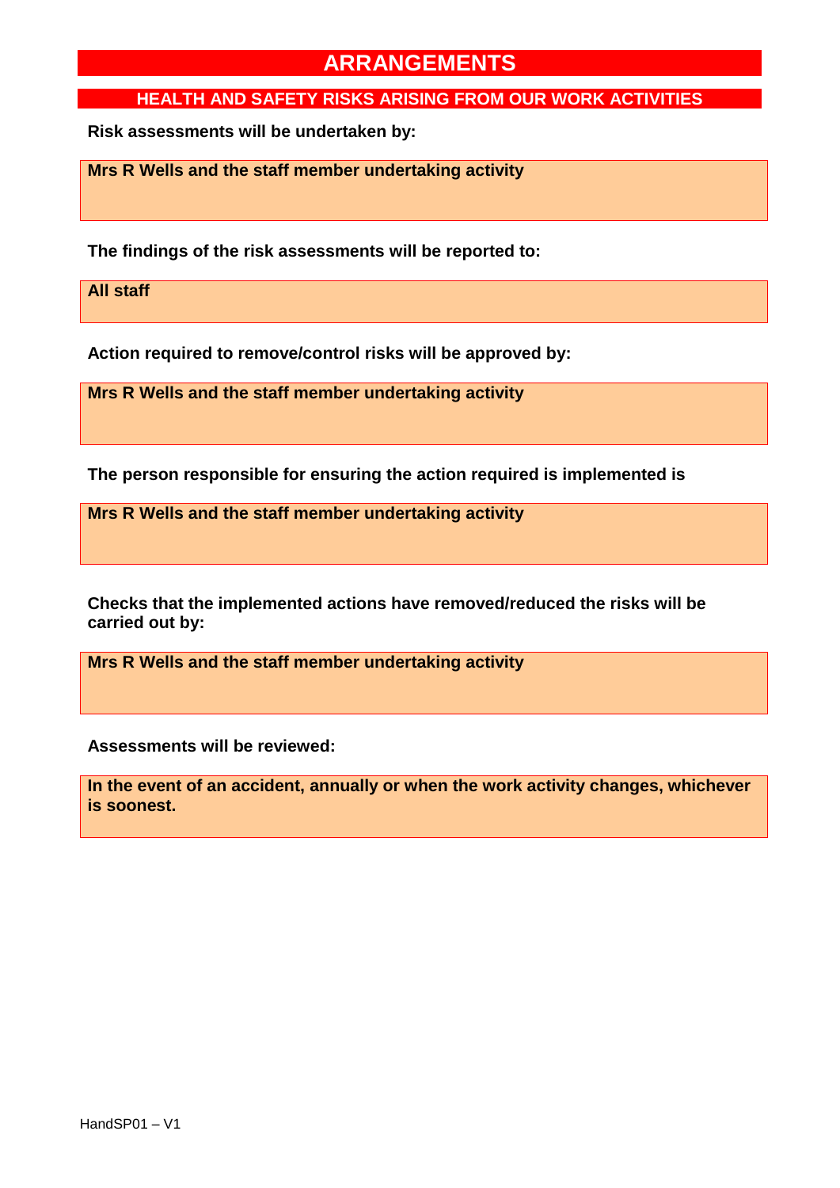# ARRANGEMENTS

## HEALTH AND SAFETY RISKS ARISING FROM OUR WORK ACTIVITIES

**Risk assessments will be undertaken by:**

**Mrs R Wells and the staff member undertaking activity**

**The findings of the risk assessments will be reported to:**

**All staff**

**Action required to remove/control risks will be approved by:**

**Mrs R Wells and the staff member undertaking activity**

**The person responsible for ensuring the action required is implemented is**

**Mrs R Wells and the staff member undertaking activity**

**Checks that the implemented actions have removed/reduced the risks will be carried out by:**

**Mrs R Wells and the staff member undertaking activity**

**Assessments will be reviewed:**

**In the event of an accident, annually or when the work activity changes, whichever is soonest.**

HandSP01 – V1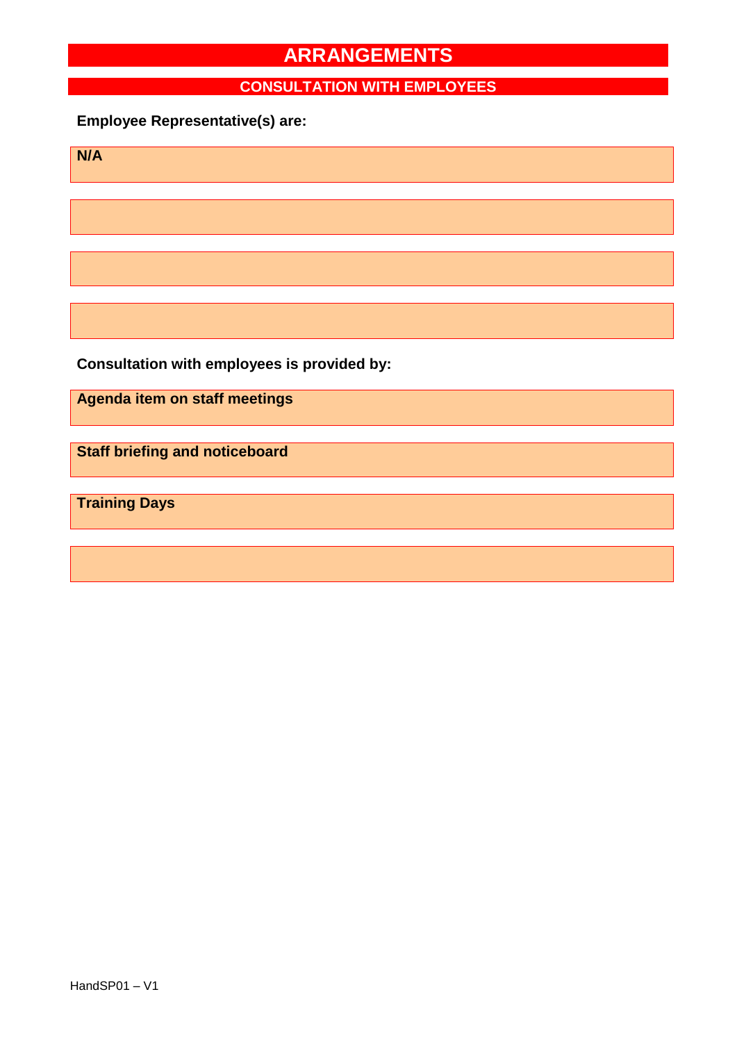# ARRANGEMENTS

## CONSULTATION WITH EMPLOYEES

**Employee Representative(s) are:**

**N/A**

**Consultation with employees is provided by:**

**Agenda item on staff meetings**

**Staff briefing and noticeboard**

**Training Days**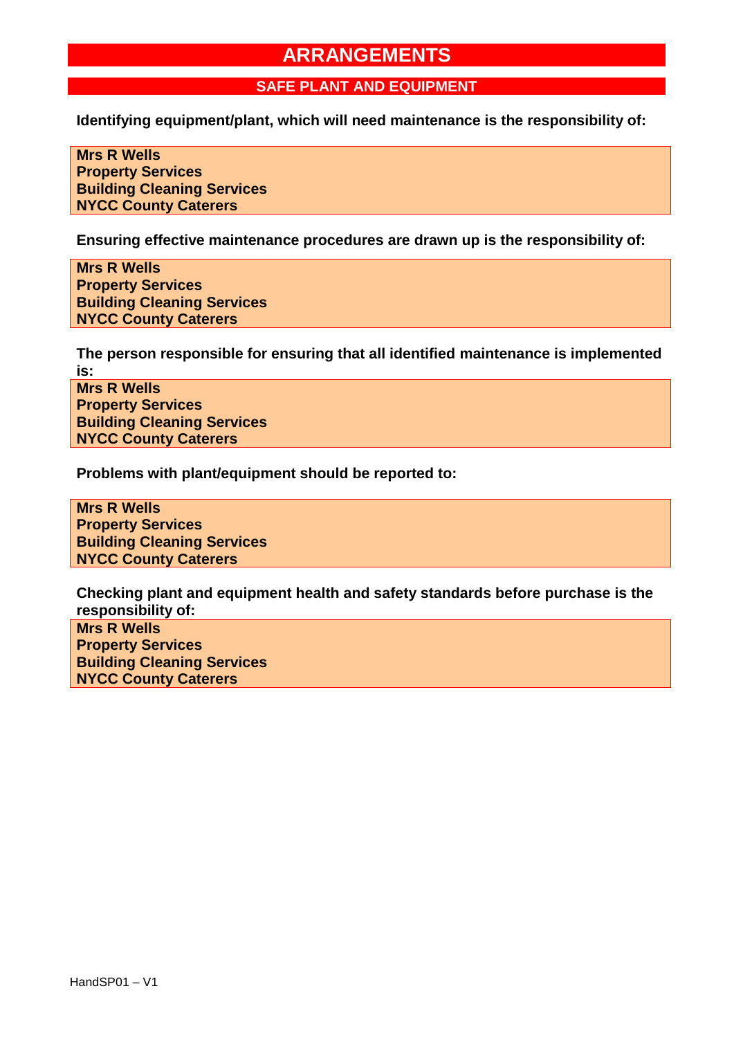# ARRANGEMENTS

## SAFE PLANT AND EQUIPMENT

**Identifying equipment/plant, which will need maintenance is the responsibility of:**

**Mrs R Wells**
**Property Services**
**Building Cleaning Services**
**NYCC County Caterers**

**Ensuring effective maintenance procedures are drawn up is the responsibility of:**

**Mrs R Wells**
**Property Services**
**Building Cleaning Services**
**NYCC County Caterers**

**The person responsible for ensuring that all identified maintenance is implemented is:**

**Mrs R Wells**
**Property Services**
**Building Cleaning Services**
**NYCC County Caterers**

**Problems with plant/equipment should be reported to:**

**Mrs R Wells**
**Property Services**
**Building Cleaning Services**
**NYCC County Caterers**

**Checking plant and equipment health and safety standards before purchase is the responsibility of:**

**Mrs R Wells**
**Property Services**
**Building Cleaning Services**
**NYCC County Caterers**

HandSP01 – V1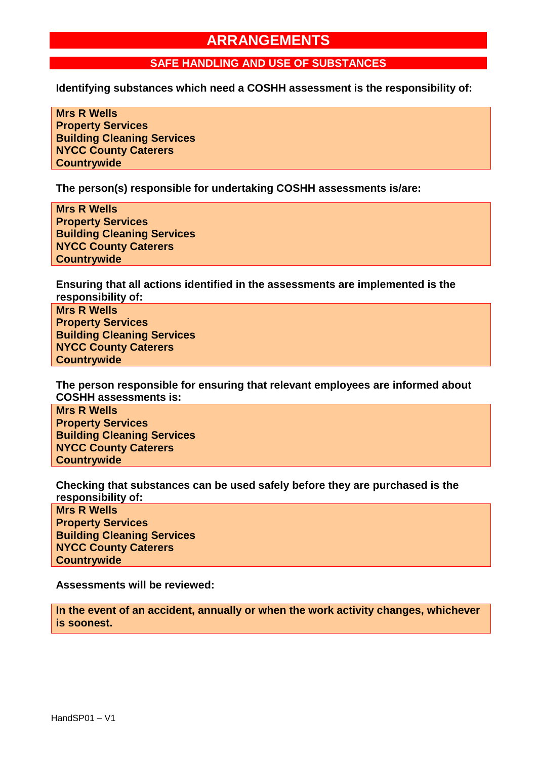# ARRANGEMENTS

## SAFE HANDLING AND USE OF SUBSTANCES

**Identifying substances which need a COSHH assessment is the responsibility of:**

**Mrs R Wells**
**Property Services**
**Building Cleaning Services**
**NYCC County Caterers**
**Countrywide**

**The person(s) responsible for undertaking COSHH assessments is/are:**

**Mrs R Wells**
**Property Services**
**Building Cleaning Services**
**NYCC County Caterers**
**Countrywide**

**Ensuring that all actions identified in the assessments are implemented is the responsibility of:**

**Mrs R Wells**
**Property Services**
**Building Cleaning Services**
**NYCC County Caterers**
**Countrywide**

**The person responsible for ensuring that relevant employees are informed about COSHH assessments is:**

**Mrs R Wells**
**Property Services**
**Building Cleaning Services**
**NYCC County Caterers**
**Countrywide**

**Checking that substances can be used safely before they are purchased is the responsibility of:**

**Mrs R Wells**
**Property Services**
**Building Cleaning Services**
**NYCC County Caterers**
**Countrywide**

**Assessments will be reviewed:**

**In the event of an accident, annually or when the work activity changes, whichever is soonest.**

HandSP01 – V1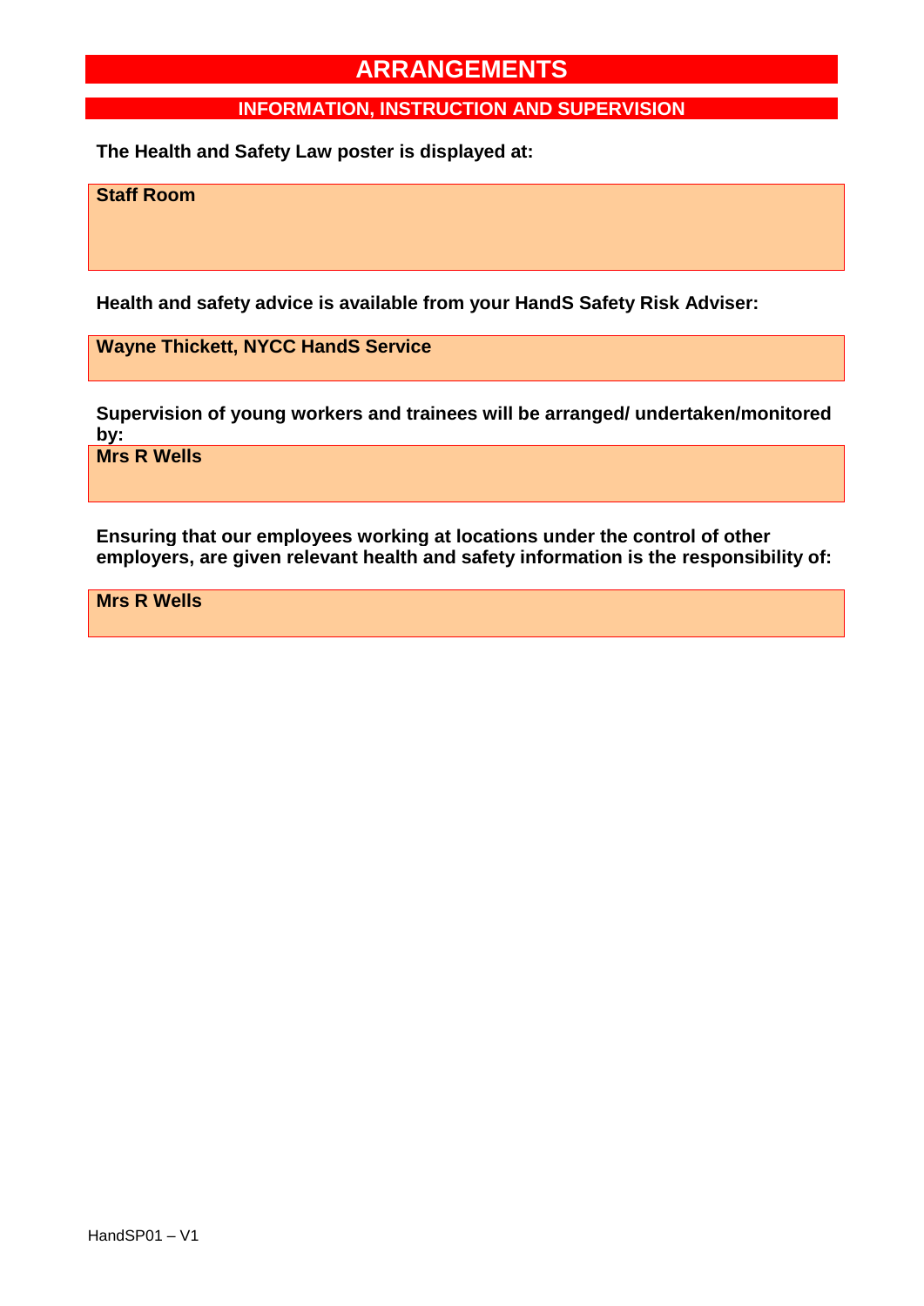# ARRANGEMENTS

## INFORMATION, INSTRUCTION AND SUPERVISION

**The Health and Safety Law poster is displayed at:**

**Staff Room**

**Health and safety advice is available from your HandS Safety Risk Adviser:**

**Wayne Thickett, NYCC HandS Service**

**Supervision of young workers and trainees will be arranged/ undertaken/monitored by:**

**Mrs R Wells**

**Ensuring that our employees working at locations under the control of other employers, are given relevant health and safety information is the responsibility of:**

**Mrs R Wells**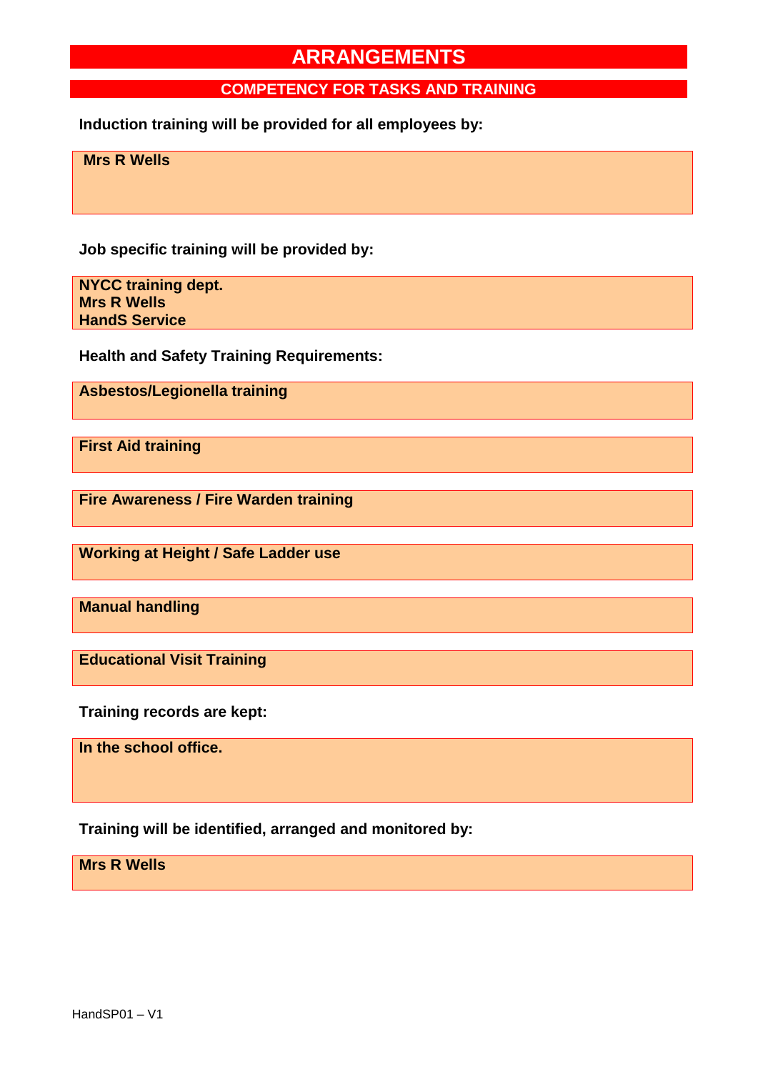# ARRANGEMENTS

## COMPETENCY FOR TASKS AND TRAINING

**Induction training will be provided for all employees by:**

**Mrs R Wells**

**Job specific training will be provided by:**

**NYCC training dept.**
**Mrs R Wells**
**HandS Service**

**Health and Safety Training Requirements:**

**Asbestos/Legionella training**

**First Aid training**

**Fire Awareness / Fire Warden training**

**Working at Height / Safe Ladder use**

**Manual handling**

**Educational Visit Training**

**Training records are kept:**

**In the school office.**

**Training will be identified, arranged and monitored by:**

**Mrs R Wells**

HandSP01 – V1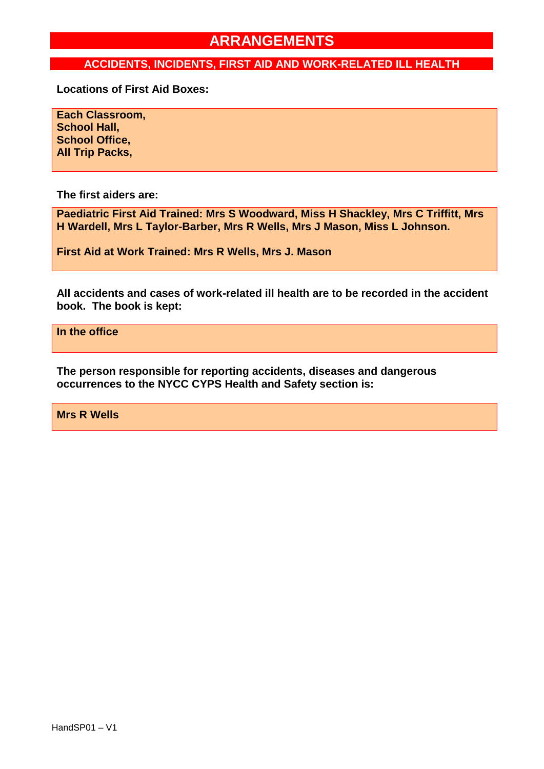# ARRANGEMENTS

## ACCIDENTS, INCIDENTS, FIRST AID AND WORK-RELATED ILL HEALTH

**Locations of First Aid Boxes:**

**Each Classroom,**
**School Hall,**
**School Office,**
**All Trip Packs,**

**The first aiders are:**

**Paediatric First Aid Trained: Mrs S Woodward, Miss H Shackley, Mrs C Triffitt, Mrs H Wardell, Mrs L Taylor-Barber, Mrs R Wells, Mrs J Mason, Miss L Johnson.**

**First Aid at Work Trained: Mrs R Wells, Mrs J. Mason**

**All accidents and cases of work-related ill health are to be recorded in the accident book. The book is kept:**

**In the office**

**The person responsible for reporting accidents, diseases and dangerous occurrences to the NYCC CYPS Health and Safety section is:**

**Mrs R Wells**

HandSP01 – V1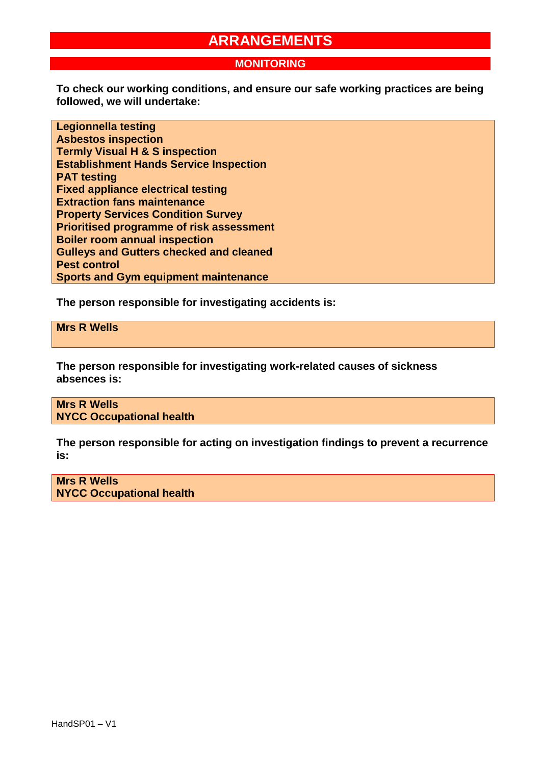# ARRANGEMENTS

## MONITORING

**To check our working conditions, and ensure our safe working practices are being followed, we will undertake:**

**Legionnella testing**
**Asbestos inspection**
**Termly Visual H & S inspection**
**Establishment Hands Service Inspection**
**PAT testing**
**Fixed appliance electrical testing**
**Extraction fans maintenance**
**Property Services Condition Survey**
**Prioritised programme of risk assessment**
**Boiler room annual inspection**
**Gulleys and Gutters checked and cleaned**
**Pest control**
**Sports and Gym equipment maintenance**

**The person responsible for investigating accidents is:**

**Mrs R Wells**

**The person responsible for investigating work-related causes of sickness absences is:**

**Mrs R Wells**
**NYCC Occupational health**

**The person responsible for acting on investigation findings to prevent a recurrence is:**

**Mrs R Wells**
**NYCC Occupational health**

HandSP01 – V1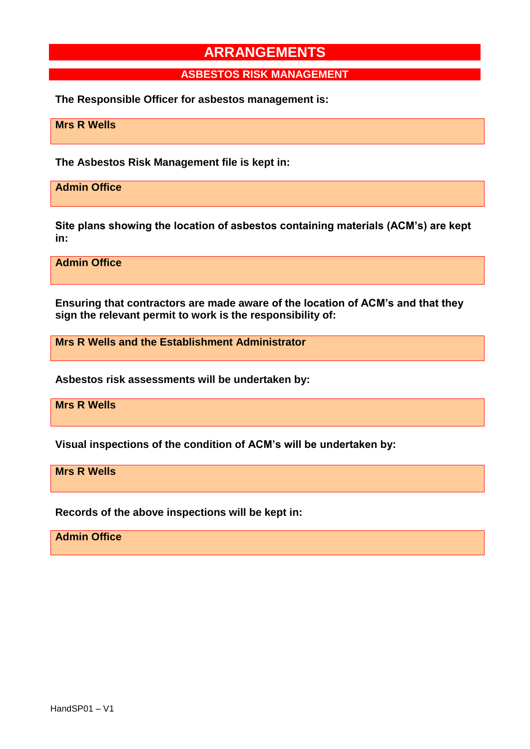# ARRANGEMENTS

## ASBESTOS RISK MANAGEMENT

**The Responsible Officer for asbestos management is:**

**Mrs R Wells**

**The Asbestos Risk Management file is kept in:**

**Admin Office**

**Site plans showing the location of asbestos containing materials (ACM's) are kept in:**

**Admin Office**

**Ensuring that contractors are made aware of the location of ACM's and that they sign the relevant permit to work is the responsibility of:**

**Mrs R Wells and the Establishment Administrator**

**Asbestos risk assessments will be undertaken by:**

**Mrs R Wells**

**Visual inspections of the condition of ACM's will be undertaken by:**

**Mrs R Wells**

**Records of the above inspections will be kept in:**

**Admin Office**

HandSP01 – V1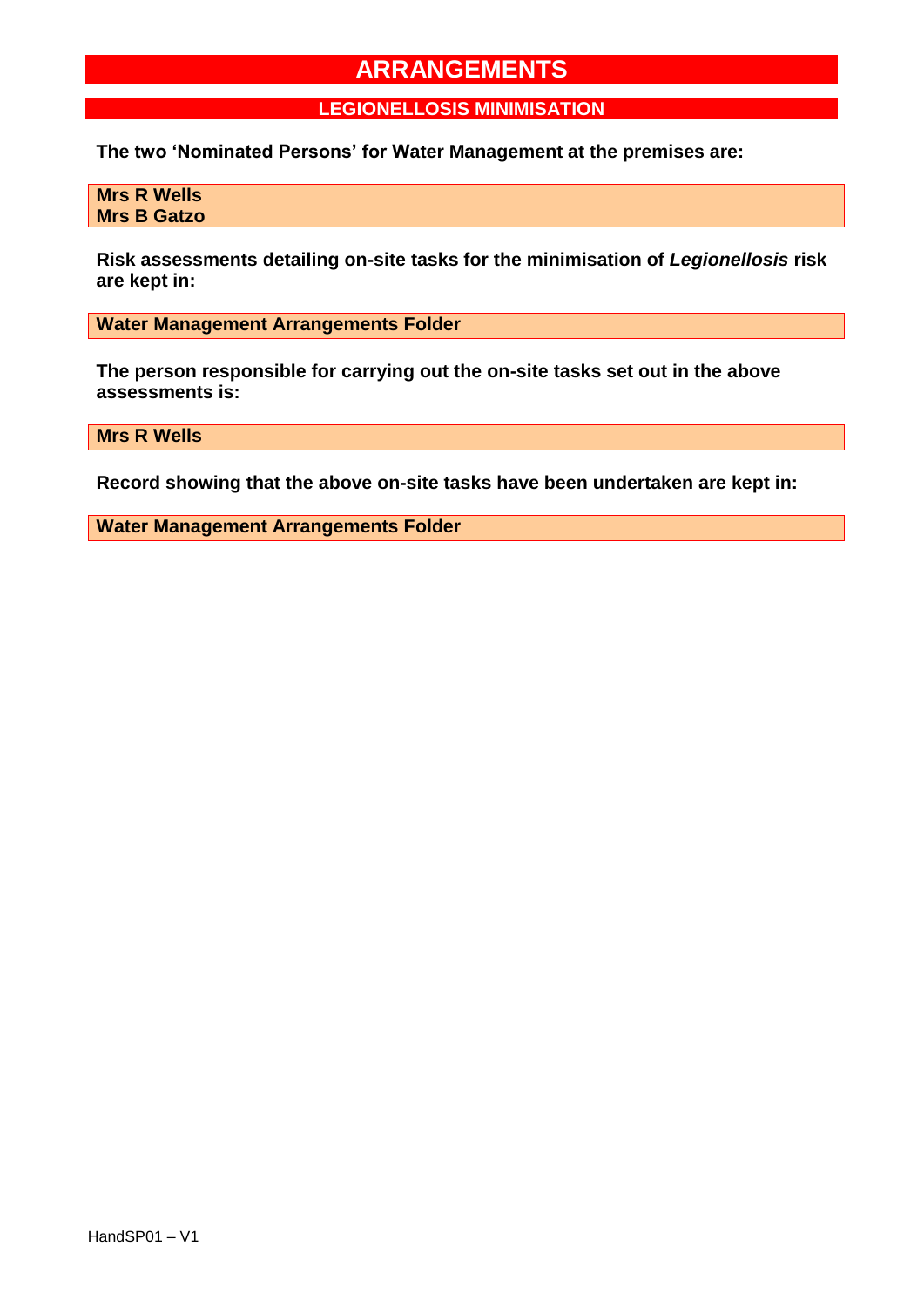# ARRANGEMENTS

## LEGIONELLOSIS MINIMISATION

**The two 'Nominated Persons' for Water Management at the premises are:**

**Mrs R Wells**
**Mrs B Gatzo**

**Risk assessments detailing on-site tasks for the minimisation of *Legionellosis* risk are kept in:**

**Water Management Arrangements Folder**

**The person responsible for carrying out the on-site tasks set out in the above assessments is:**

**Mrs R Wells**

**Record showing that the above on-site tasks have been undertaken are kept in:**

**Water Management Arrangements Folder**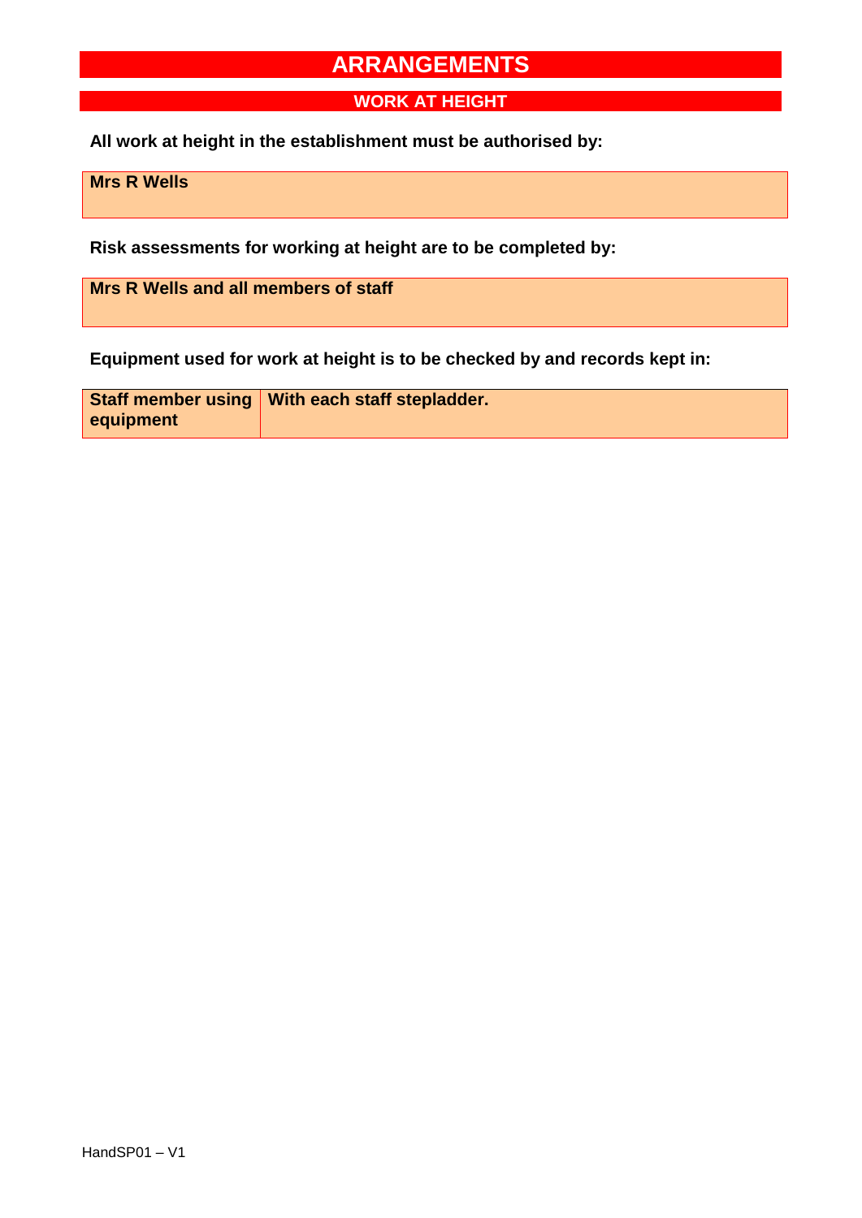# ARRANGEMENTS

## WORK AT HEIGHT

**All work at height in the establishment must be authorised by:**

| **Mrs R Wells** |
|---|

**Risk assessments for working at height are to be completed by:**

| **Mrs R Wells and all members of staff** |
|---|

**Equipment used for work at height is to be checked by and records kept in:**

| **Staff member using equipment** | **With each staff stepladder.** |
|---|---|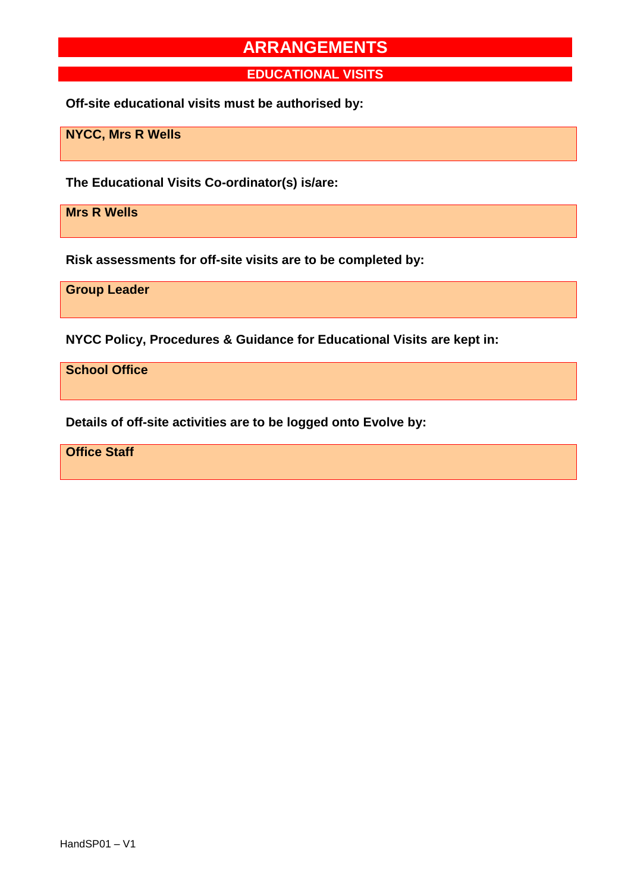# ARRANGEMENTS

## EDUCATIONAL VISITS

**Off-site educational visits must be authorised by:**

**NYCC, Mrs R Wells**

**The Educational Visits Co-ordinator(s) is/are:**

**Mrs R Wells**

**Risk assessments for off-site visits are to be completed by:**

**Group Leader**

**NYCC Policy, Procedures & Guidance for Educational Visits are kept in:**

**School Office**

**Details of off-site activities are to be logged onto Evolve by:**

**Office Staff**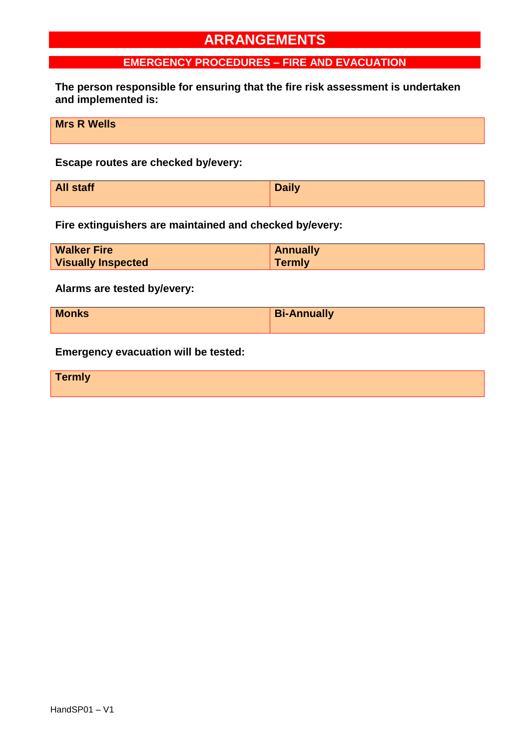# ARRANGEMENTS

## EMERGENCY PROCEDURES – FIRE AND EVACUATION

**The person responsible for ensuring that the fire risk assessment is undertaken and implemented is:**

**Mrs R Wells**

**Escape routes are checked by/every:**

| **All staff** | **Daily** |
|---|---|

**Fire extinguishers are maintained and checked by/every:**

| **Walker Fire** | **Annually** |
|---|---|
| **Visually Inspected** | **Termly** |

**Alarms are tested by/every:**

| **Monks** | **Bi-Annually** |
|---|---|

**Emergency evacuation will be tested:**

**Termly**

HandSP01 – V1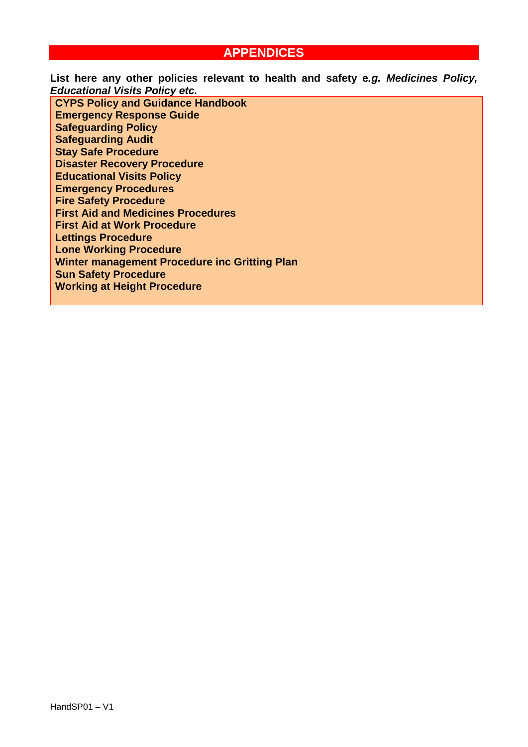## APPENDICES

**List here any other policies relevant to health and safety e*.g. Medicines Policy, Educational Visits Policy etc.***

**CYPS Policy and Guidance Handbook**
**Emergency Response Guide**
**Safeguarding Policy**
**Safeguarding Audit**
**Stay Safe Procedure**
**Disaster Recovery Procedure**
**Educational Visits Policy**
**Emergency Procedures**
**Fire Safety Procedure**
**First Aid and Medicines Procedures**
**First Aid at Work Procedure**
**Lettings Procedure**
**Lone Working Procedure**
**Winter management Procedure inc Gritting Plan**
**Sun Safety Procedure**
**Working at Height Procedure**

HandSP01 – V1